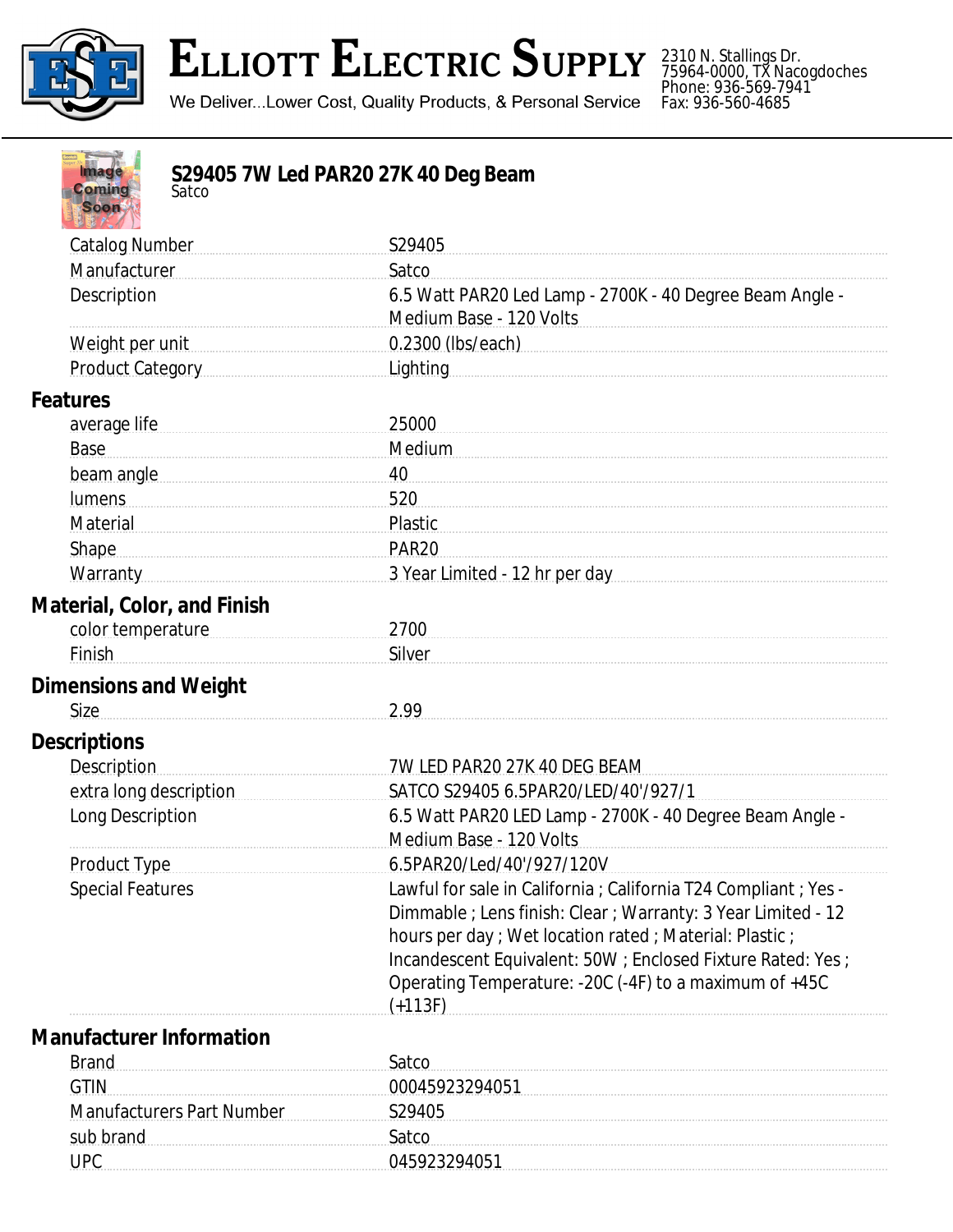# Elliott Electric Supply

We Deliver...Lower Cost, Quality Products, & Personal Service

2310 N. Stallings Dr.
75964-0000, TX Nacogdoches
Phone: 936-569-7941
Fax: 936-560-4685

## S29405 7W Led PAR20 27K 40 Deg Beam

Satco

| | |
|---|---|
| Catalog Number | S29405 |
| Manufacturer | Satco |
| Description | 6.5 Watt PAR20 Led Lamp - 2700K - 40 Degree Beam Angle - Medium Base - 120 Volts |
| Weight per unit | 0.2300 (lbs/each) |
| Product Category | Lighting |

### Features

| | |
|---|---|
| average life | 25000 |
| Base | Medium |
| beam angle | 40 |
| lumens | 520 |
| Material | Plastic |
| Shape | PAR20 |
| Warranty | 3 Year Limited - 12 hr per day |

### Material, Color, and Finish

| | |
|---|---|
| color temperature | 2700 |
| Finish | Silver |

### Dimensions and Weight

| | |
|---|---|
| Size | 2.99 |

### Descriptions

| | |
|---|---|
| Description | 7W LED PAR20 27K 40 DEG BEAM |
| extra long description | SATCO S29405 6.5PAR20/LED/40'/927/1 |
| Long Description | 6.5 Watt PAR20 LED Lamp - 2700K - 40 Degree Beam Angle - Medium Base - 120 Volts |
| Product Type | 6.5PAR20/Led/40'/927/120V |
| Special Features | Lawful for sale in California ; California T24 Compliant ; Yes - Dimmable ; Lens finish: Clear ; Warranty: 3 Year Limited - 12 hours per day ; Wet location rated ; Material: Plastic ; Incandescent Equivalent: 50W ; Enclosed Fixture Rated: Yes ; Operating Temperature: -20C (-4F) to a maximum of +45C (+113F) |

### Manufacturer Information

| | |
|---|---|
| Brand | Satco |
| GTIN | 00045923294051 |
| Manufacturers Part Number | S29405 |
| sub brand | Satco |
| UPC | 045923294051 |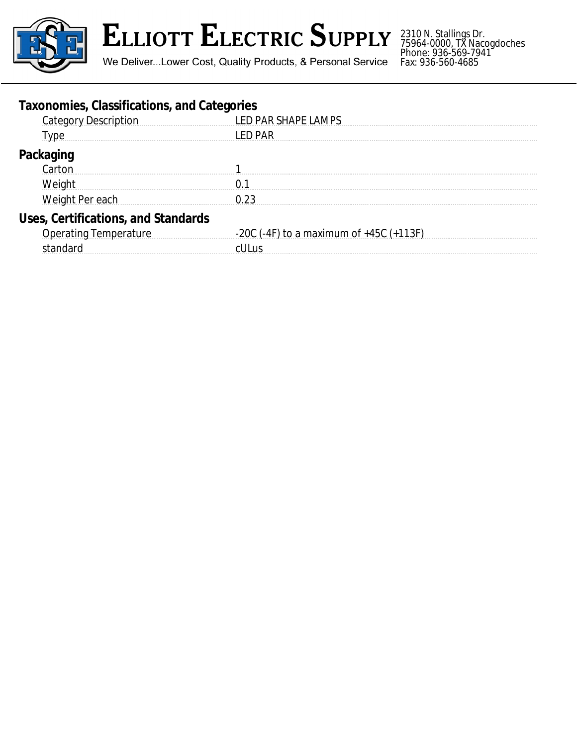## Taxonomies, Classifications, and Categories

| | |
|---|---|
| Category Description | LED PAR SHAPE LAMPS |
| Type | LED PAR |

## Packaging

| | |
|---|---|
| Carton | 1 |
| Weight | 0.1 |
| Weight Per each | 0.23 |

## Uses, Certifications, and Standards

| | |
|---|---|
| Operating Temperature | -20C (-4F) to a maximum of +45C (+113F) |
| standard | cULus |